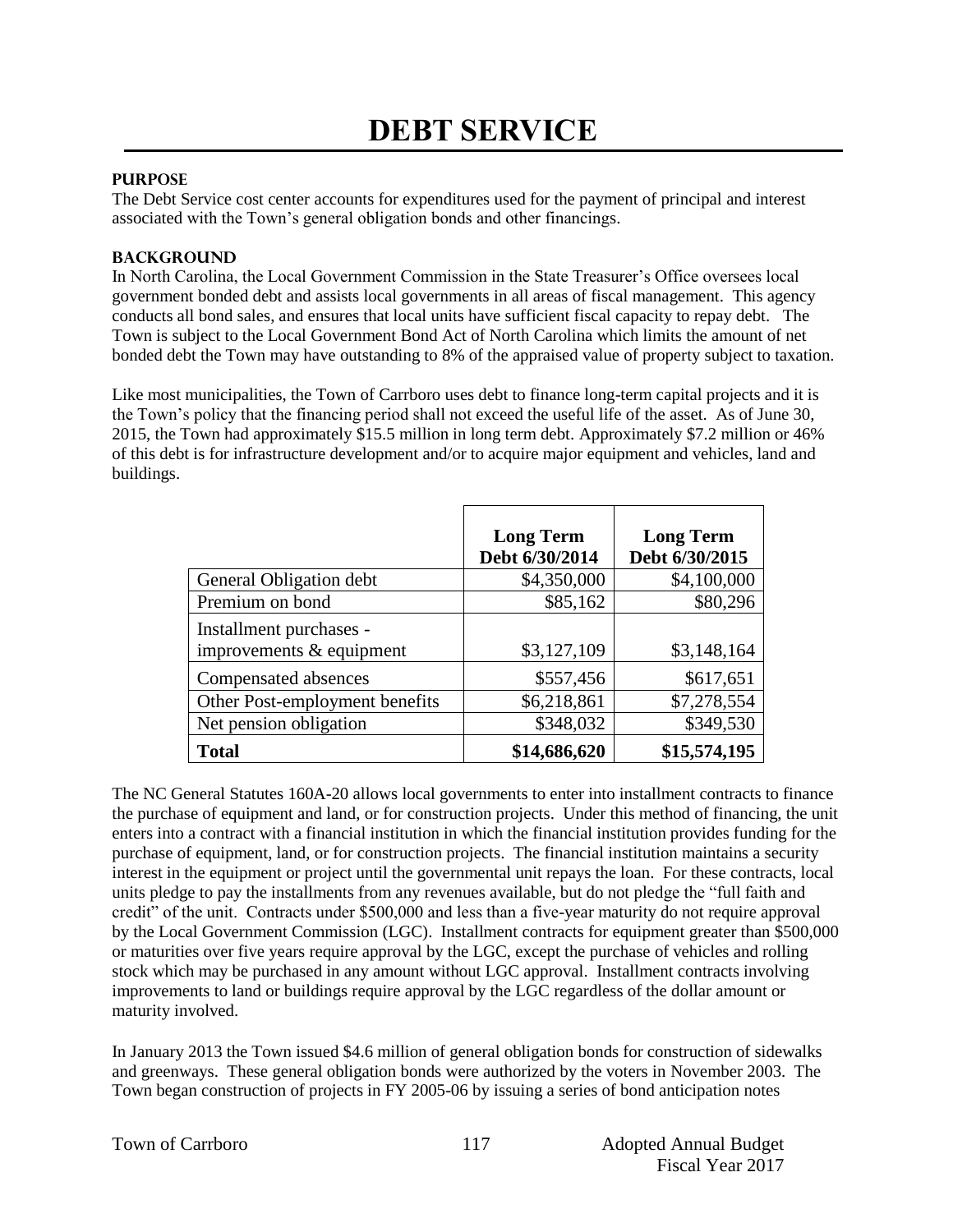# DEBT SERVICE

## PURPOSE

The Debt Service cost center accounts for expenditures used for the payment of principal and interest associated with the Town's general obligation bonds and other financings.

## BACKGROUND

In North Carolina, the Local Government Commission in the State Treasurer's Office oversees local government bonded debt and assists local governments in all areas of fiscal management. This agency conducts all bond sales, and ensures that local units have sufficient fiscal capacity to repay debt. The Town is subject to the Local Government Bond Act of North Carolina which limits the amount of net bonded debt the Town may have outstanding to 8% of the appraised value of property subject to taxation.

Like most municipalities, the Town of Carrboro uses debt to finance long-term capital projects and it is the Town's policy that the financing period shall not exceed the useful life of the asset. As of June 30, 2015, the Town had approximately $15.5 million in long term debt. Approximately $7.2 million or 46% of this debt is for infrastructure development and/or to acquire major equipment and vehicles, land and buildings.

| | Long Term Debt 6/30/2014 | Long Term Debt 6/30/2015 |
|---|---|---|
| General Obligation debt | $4,350,000 | $4,100,000 |
| Premium on bond | $85,162 | $80,296 |
| Installment purchases - improvements & equipment | $3,127,109 | $3,148,164 |
| Compensated absences | $557,456 | $617,651 |
| Other Post-employment benefits | $6,218,861 | $7,278,554 |
| Net pension obligation | $348,032 | $349,530 |
| **Total** | **$14,686,620** | **$15,574,195** |

The NC General Statutes 160A-20 allows local governments to enter into installment contracts to finance the purchase of equipment and land, or for construction projects. Under this method of financing, the unit enters into a contract with a financial institution in which the financial institution provides funding for the purchase of equipment, land, or for construction projects. The financial institution maintains a security interest in the equipment or project until the governmental unit repays the loan. For these contracts, local units pledge to pay the installments from any revenues available, but do not pledge the "full faith and credit" of the unit. Contracts under $500,000 and less than a five-year maturity do not require approval by the Local Government Commission (LGC). Installment contracts for equipment greater than $500,000 or maturities over five years require approval by the LGC, except the purchase of vehicles and rolling stock which may be purchased in any amount without LGC approval. Installment contracts involving improvements to land or buildings require approval by the LGC regardless of the dollar amount or maturity involved.

In January 2013 the Town issued $4.6 million of general obligation bonds for construction of sidewalks and greenways. These general obligation bonds were authorized by the voters in November 2003. The Town began construction of projects in FY 2005-06 by issuing a series of bond anticipation notes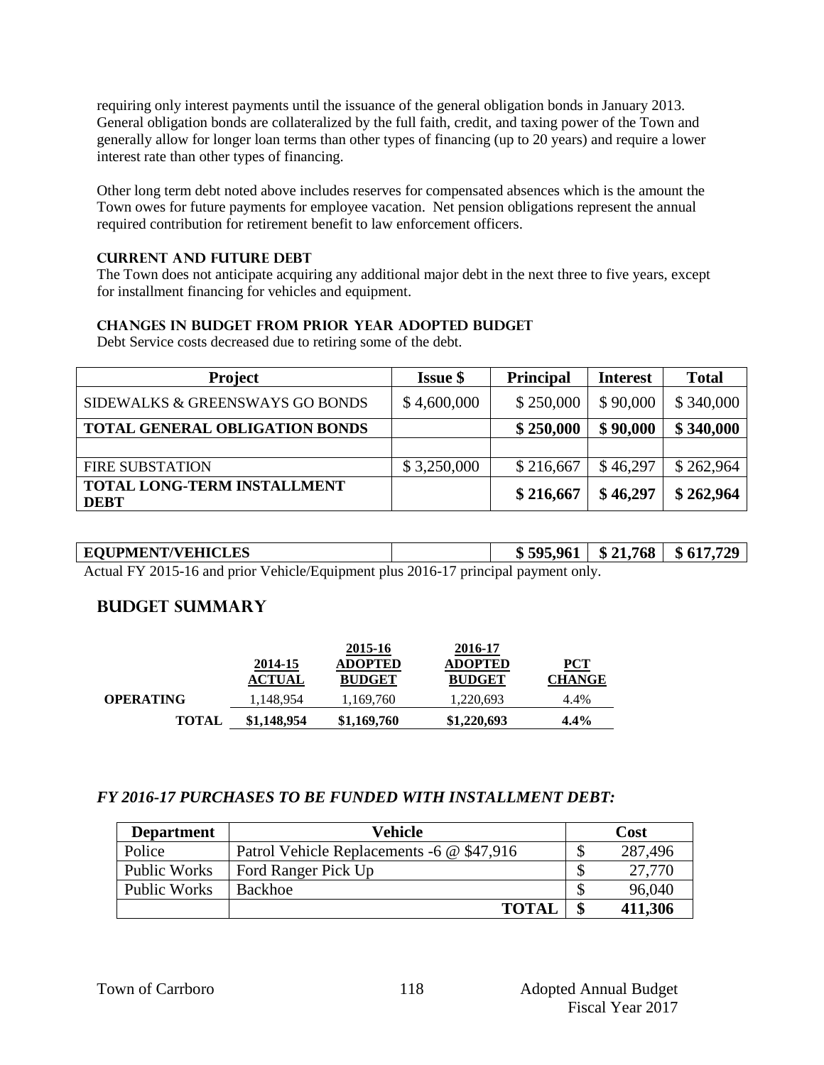requiring only interest payments until the issuance of the general obligation bonds in January 2013. General obligation bonds are collateralized by the full faith, credit, and taxing power of the Town and generally allow for longer loan terms than other types of financing (up to 20 years) and require a lower interest rate than other types of financing.

Other long term debt noted above includes reserves for compensated absences which is the amount the Town owes for future payments for employee vacation. Net pension obligations represent the annual required contribution for retirement benefit to law enforcement officers.

### CURRENT AND FUTURE DEBT

The Town does not anticipate acquiring any additional major debt in the next three to five years, except for installment financing for vehicles and equipment.

### CHANGES IN BUDGET FROM PRIOR YEAR ADOPTED BUDGET

Debt Service costs decreased due to retiring some of the debt.

| Project | Issue $ | Principal | Interest | Total |
|---|---|---|---|---|
| SIDEWALKS & GREENSWAYS GO BONDS | $ 4,600,000 | $ 250,000 | $ 90,000 | $ 340,000 |
| **TOTAL GENERAL OBLIGATION BONDS** | | **$ 250,000** | **$ 90,000** | **$ 340,000** |
| | | | | |
| FIRE SUBSTATION | $ 3,250,000 | $ 216,667 | $ 46,297 | $ 262,964 |
| **TOTAL LONG-TERM INSTALLMENT DEBT** | | **$ 216,667** | **$ 46,297** | **$ 262,964** |

| | | | | |
|---|---|---|---|---|
| **EQUPMENT/VEHICLES** | | **$ 595,961** | **$ 21,768** | **$ 617,729** |

Actual FY 2015-16 and prior Vehicle/Equipment plus 2016-17 principal payment only.

## BUDGET SUMMARY

| | 2014-15 ACTUAL | 2015-16 ADOPTED BUDGET | 2016-17 ADOPTED BUDGET | PCT CHANGE |
|---|---|---|---|---|
| **OPERATING** | 1,148,954 | 1,169,760 | 1,220,693 | 4.4% |
| **TOTAL** | **$1,148,954** | **$1,169,760** | **$1,220,693** | **4.4%** |

### *FY 2016-17 PURCHASES TO BE FUNDED WITH INSTALLMENT DEBT:*

| Department | Vehicle | Cost |
|---|---|---|
| Police | Patrol Vehicle Replacements -6 @ $47,916 | $ 287,496 |
| Public Works | Ford Ranger Pick Up | $ 27,770 |
| Public Works | Backhoe | $ 96,040 |
| | **TOTAL** | **$ 411,306** |